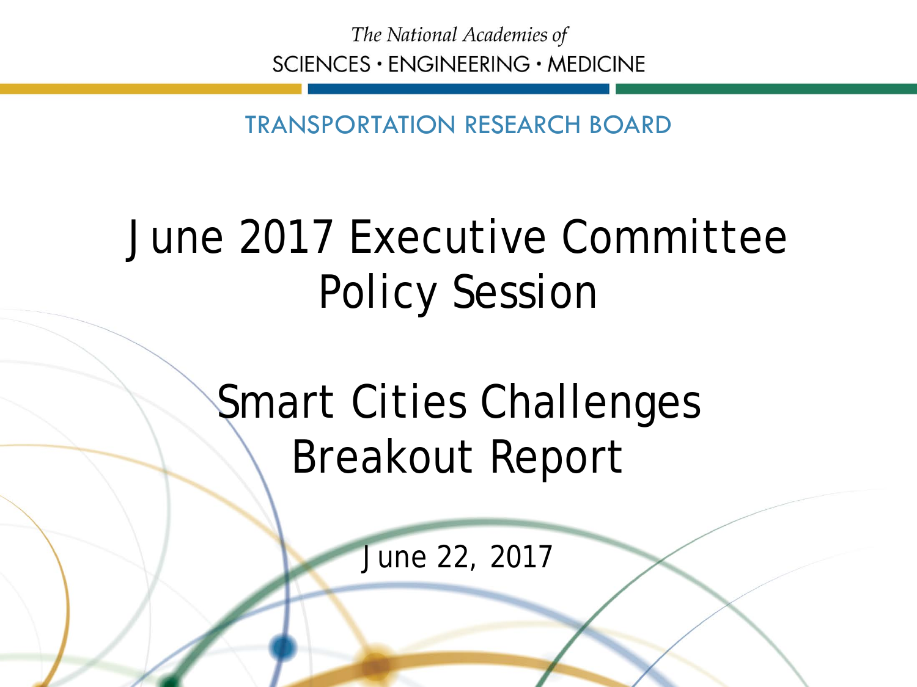*The National Academies of*

SCIENCES · ENGINEERING · MEDICINE

TRANSPORTATION RESEARCH BOARD

# June 2017 Executive Committee Policy Session

# Smart Cities Challenges Breakout Report

June 22, 2017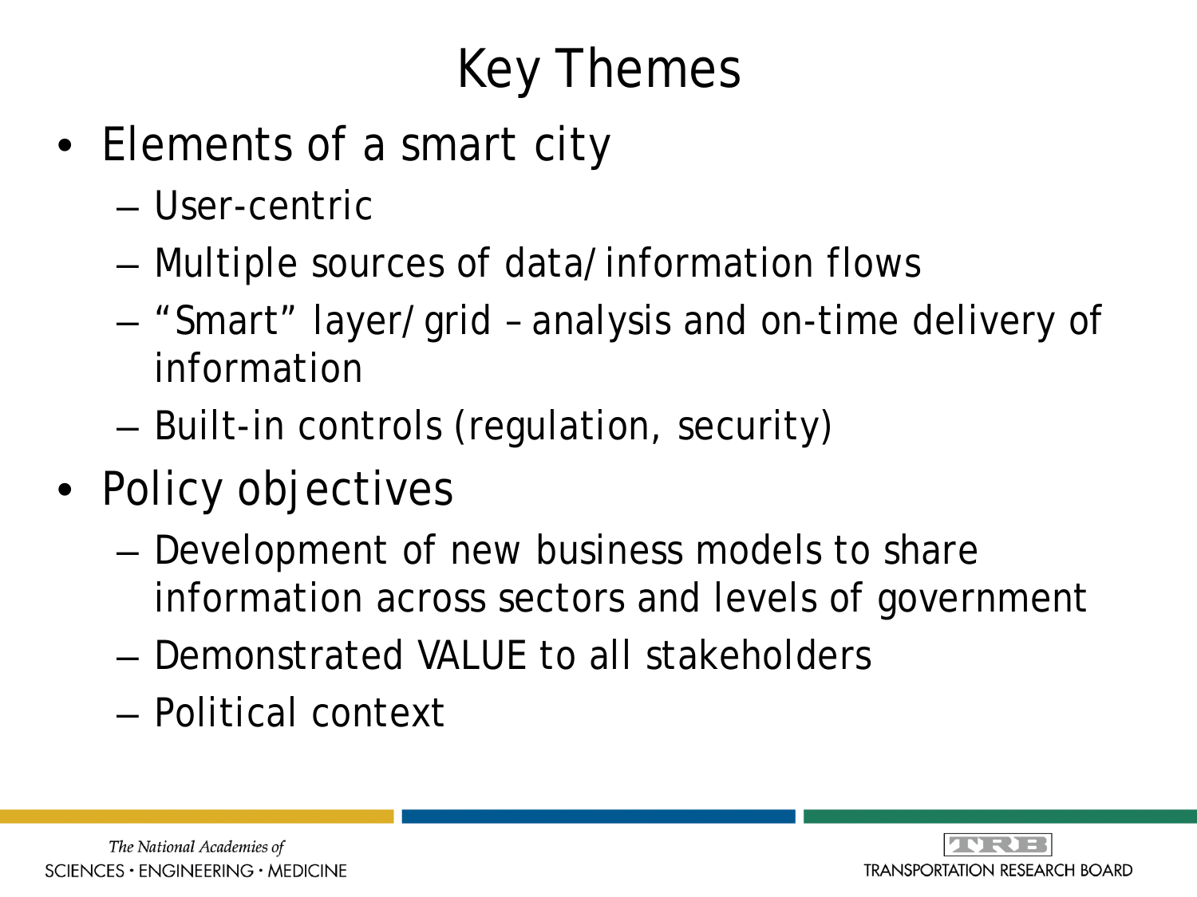# Key Themes

- Elements of a smart city
  - User-centric
  - Multiple sources of data/information flows
  - "Smart" layer/grid – analysis and on-time delivery of information
  - Built-in controls (regulation, security)
- Policy objectives
  - Development of new business models to share information across sectors and levels of government
  - Demonstrated VALUE to all stakeholders
  - Political context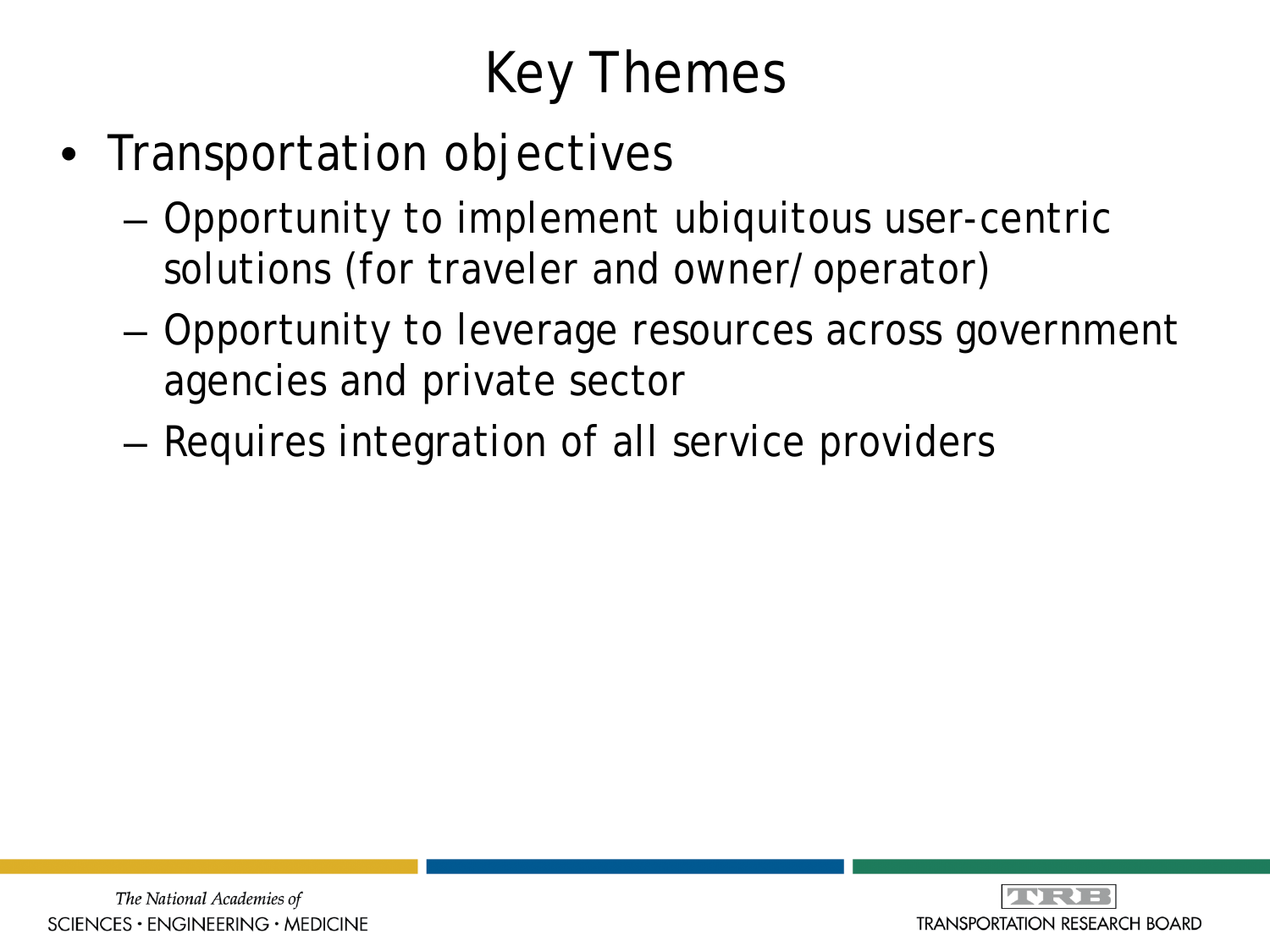# Key Themes

- Transportation objectives
  - Opportunity to implement ubiquitous user-centric solutions (for traveler and owner/operator)
  - Opportunity to leverage resources across government agencies and private sector
  - Requires integration of all service providers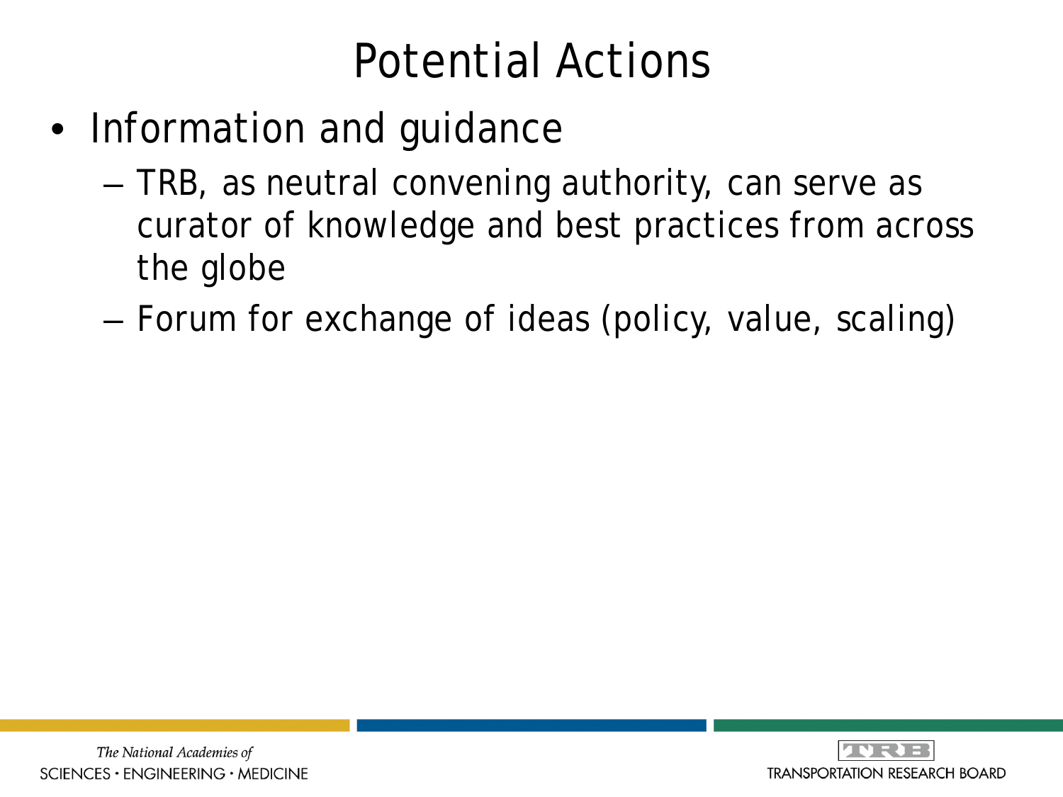# Potential Actions

- Information and guidance
  - TRB, as neutral convening authority, can serve as curator of knowledge and best practices from across the globe
  - Forum for exchange of ideas (policy, value, scaling)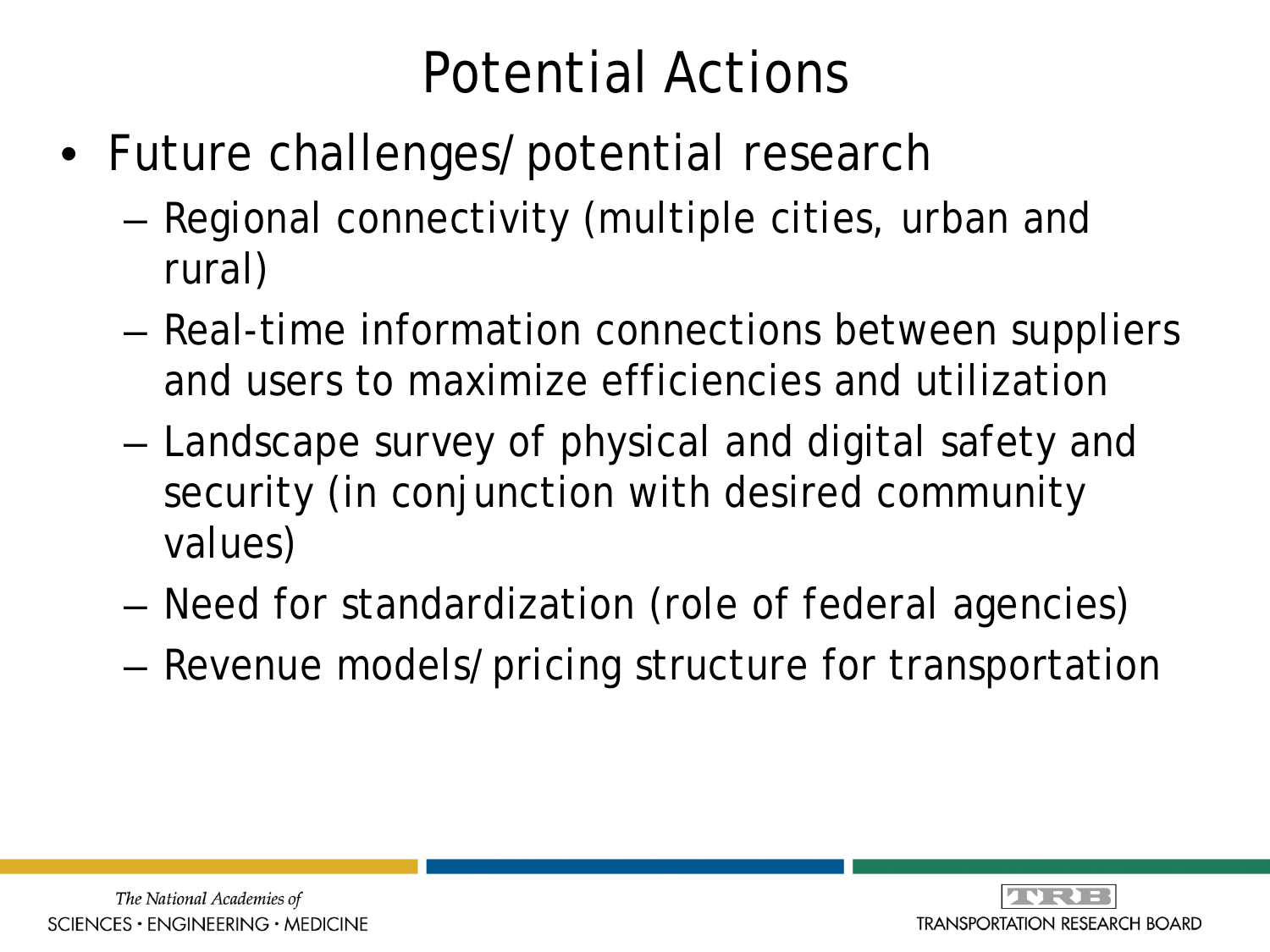# Potential Actions

- Future challenges/potential research
  - Regional connectivity (multiple cities, urban and rural)
  - Real-time information connections between suppliers and users to maximize efficiencies and utilization
  - Landscape survey of physical and digital safety and security (in conjunction with desired community values)
  - Need for standardization (role of federal agencies)
  - Revenue models/pricing structure for transportation